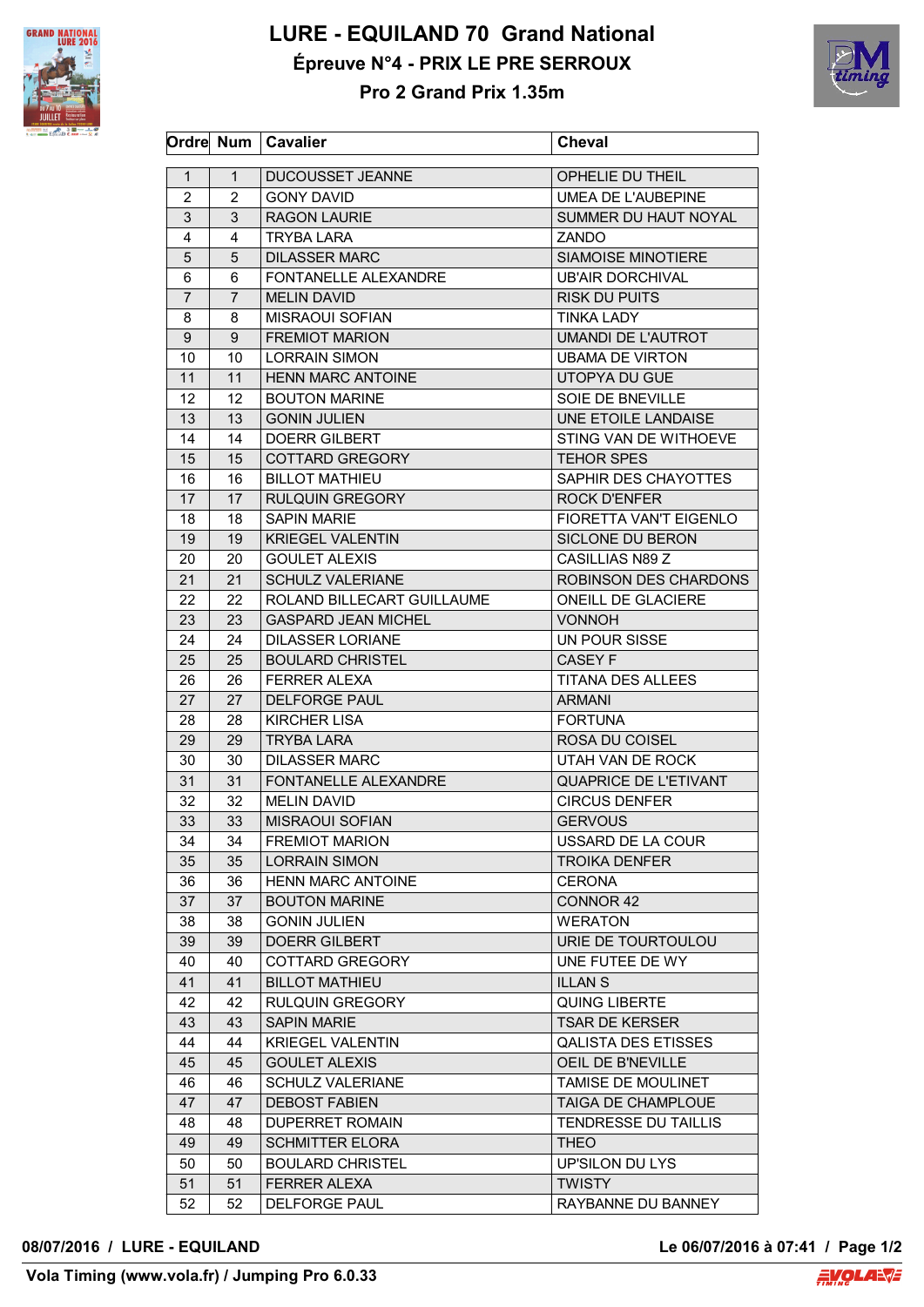# LURE - EQUILAND 70 Grand National

## Épreuve N°4 - PRIX LE PRE SERROUX

### Pro 2 Grand Prix 1.35m

| Ordre | Num | Cavalier | Cheval |
|---|---|---|---|
| 1 | 1 | DUCOUSSET JEANNE | OPHELIE DU THEIL |
| 2 | 2 | GONY DAVID | UMEA DE L'AUBEPINE |
| 3 | 3 | RAGON LAURIE | SUMMER DU HAUT NOYAL |
| 4 | 4 | TRYBA LARA | ZANDO |
| 5 | 5 | DILASSER MARC | SIAMOISE MINOTIERE |
| 6 | 6 | FONTANELLE ALEXANDRE | UB'AIR DORCHIVAL |
| 7 | 7 | MELIN DAVID | RISK DU PUITS |
| 8 | 8 | MISRAOUI SOFIAN | TINKA LADY |
| 9 | 9 | FREMIOT MARION | UMANDI DE L'AUTROT |
| 10 | 10 | LORRAIN SIMON | UBAMA DE VIRTON |
| 11 | 11 | HENN MARC ANTOINE | UTOPYA DU GUE |
| 12 | 12 | BOUTON MARINE | SOIE DE BNEVILLE |
| 13 | 13 | GONIN JULIEN | UNE ETOILE LANDAISE |
| 14 | 14 | DOERR GILBERT | STING VAN DE WITHOEVE |
| 15 | 15 | COTTARD GREGORY | TEHOR SPES |
| 16 | 16 | BILLOT MATHIEU | SAPHIR DES CHAYOTTES |
| 17 | 17 | RULQUIN GREGORY | ROCK D'ENFER |
| 18 | 18 | SAPIN MARIE | FIORETTA VAN'T EIGENLO |
| 19 | 19 | KRIEGEL VALENTIN | SICLONE DU BERON |
| 20 | 20 | GOULET ALEXIS | CASILLIAS N89 Z |
| 21 | 21 | SCHULZ VALERIANE | ROBINSON DES CHARDONS |
| 22 | 22 | ROLAND BILLECART GUILLAUME | ONEILL DE GLACIERE |
| 23 | 23 | GASPARD JEAN MICHEL | VONNOH |
| 24 | 24 | DILASSER LORIANE | UN POUR SISSE |
| 25 | 25 | BOULARD CHRISTEL | CASEY F |
| 26 | 26 | FERRER ALEXA | TITANA DES ALLEES |
| 27 | 27 | DELFORGE PAUL | ARMANI |
| 28 | 28 | KIRCHER LISA | FORTUNA |
| 29 | 29 | TRYBA LARA | ROSA DU COISEL |
| 30 | 30 | DILASSER MARC | UTAH VAN DE ROCK |
| 31 | 31 | FONTANELLE ALEXANDRE | QUAPRICE DE L'ETIVANT |
| 32 | 32 | MELIN DAVID | CIRCUS DENFER |
| 33 | 33 | MISRAOUI SOFIAN | GERVOUS |
| 34 | 34 | FREMIOT MARION | USSARD DE LA COUR |
| 35 | 35 | LORRAIN SIMON | TROIKA DENFER |
| 36 | 36 | HENN MARC ANTOINE | CERONA |
| 37 | 37 | BOUTON MARINE | CONNOR 42 |
| 38 | 38 | GONIN JULIEN | WERATON |
| 39 | 39 | DOERR GILBERT | URIE DE TOURTOULOU |
| 40 | 40 | COTTARD GREGORY | UNE FUTEE DE WY |
| 41 | 41 | BILLOT MATHIEU | ILLAN S |
| 42 | 42 | RULQUIN GREGORY | QUING LIBERTE |
| 43 | 43 | SAPIN MARIE | TSAR DE KERSER |
| 44 | 44 | KRIEGEL VALENTIN | QALISTA DES ETISSES |
| 45 | 45 | GOULET ALEXIS | OEIL DE B'NEVILLE |
| 46 | 46 | SCHULZ VALERIANE | TAMISE DE MOULINET |
| 47 | 47 | DEBOST FABIEN | TAIGA DE CHAMPLOUE |
| 48 | 48 | DUPERRET ROMAIN | TENDRESSE DU TAILLIS |
| 49 | 49 | SCHMITTER ELORA | THEO |
| 50 | 50 | BOULARD CHRISTEL | UP'SILON DU LYS |
| 51 | 51 | FERRER ALEXA | TWISTY |
| 52 | 52 | DELFORGE PAUL | RAYBANNE DU BANNEY |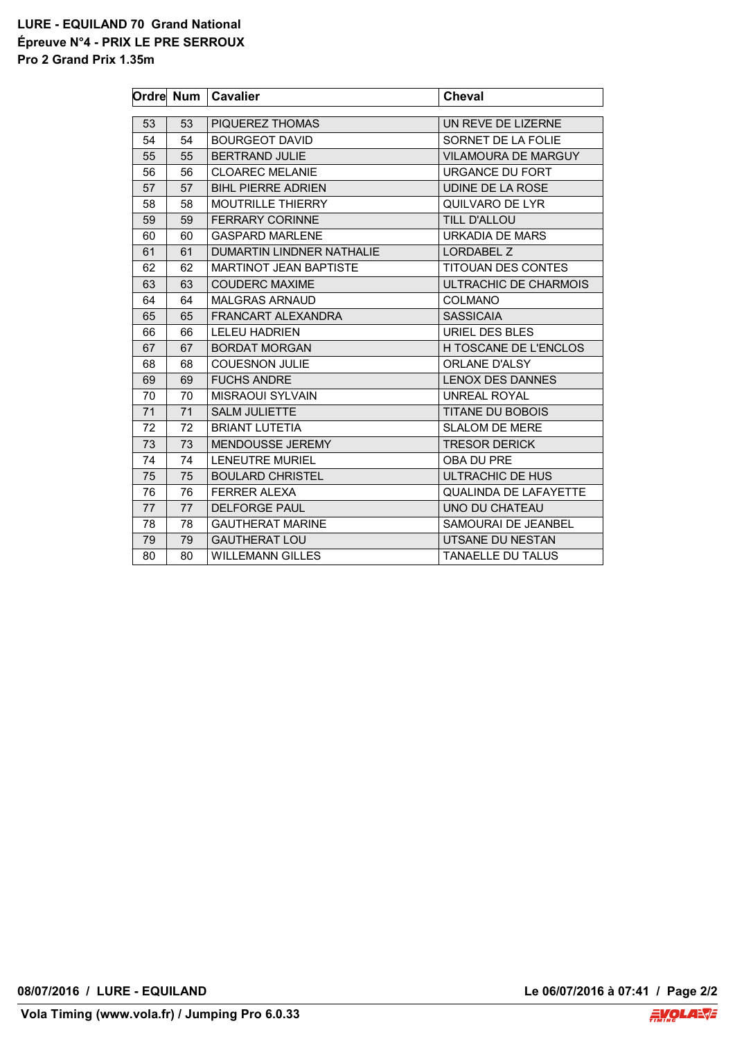**LURE - EQUILAND 70 Grand National**
**Épreuve N°4 - PRIX LE PRE SERROUX**
**Pro 2 Grand Prix 1.35m**

| Ordre | Num | Cavalier | Cheval |
|---|---|---|---|
| 53 | 53 | PIQUEREZ THOMAS | UN REVE DE LIZERNE |
| 54 | 54 | BOURGEOT DAVID | SORNET DE LA FOLIE |
| 55 | 55 | BERTRAND JULIE | VILAMOURA DE MARGUY |
| 56 | 56 | CLOAREC MELANIE | URGANCE DU FORT |
| 57 | 57 | BIHL PIERRE ADRIEN | UDINE DE LA ROSE |
| 58 | 58 | MOUTRILLE THIERRY | QUILVARO DE LYR |
| 59 | 59 | FERRARY CORINNE | TILL D'ALLOU |
| 60 | 60 | GASPARD MARLENE | URKADIA DE MARS |
| 61 | 61 | DUMARTIN LINDNER NATHALIE | LORDABEL Z |
| 62 | 62 | MARTINOT JEAN BAPTISTE | TITOUAN DES CONTES |
| 63 | 63 | COUDERC MAXIME | ULTRACHIC DE CHARMOIS |
| 64 | 64 | MALGRAS ARNAUD | COLMANO |
| 65 | 65 | FRANCART ALEXANDRA | SASSICAIA |
| 66 | 66 | LELEU HADRIEN | URIEL DES BLES |
| 67 | 67 | BORDAT MORGAN | H TOSCANE DE L'ENCLOS |
| 68 | 68 | COUESNON JULIE | ORLANE D'ALSY |
| 69 | 69 | FUCHS ANDRE | LENOX DES DANNES |
| 70 | 70 | MISRAOUI SYLVAIN | UNREAL ROYAL |
| 71 | 71 | SALM JULIETTE | TITANE DU BOBOIS |
| 72 | 72 | BRIANT LUTETIA | SLALOM DE MERE |
| 73 | 73 | MENDOUSSE JEREMY | TRESOR DERICK |
| 74 | 74 | LENEUTRE MURIEL | OBA DU PRE |
| 75 | 75 | BOULARD CHRISTEL | ULTRACHIC DE HUS |
| 76 | 76 | FERRER ALEXA | QUALINDA DE LAFAYETTE |
| 77 | 77 | DELFORGE PAUL | UNO DU CHATEAU |
| 78 | 78 | GAUTHERAT MARINE | SAMOURAI DE JEANBEL |
| 79 | 79 | GAUTHERAT LOU | UTSANE DU NESTAN |
| 80 | 80 | WILLEMANN GILLES | TANAELLE DU TALUS |